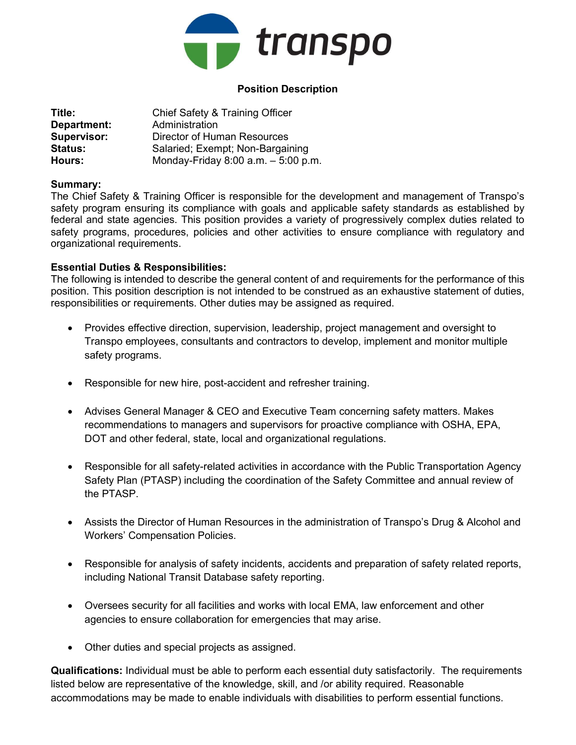transpo

## Position Description

**Title:** Chief Safety & Training Officer
**Department:** Administration
**Supervisor:** Director of Human Resources
**Status:** Salaried; Exempt; Non-Bargaining
**Hours:** Monday-Friday 8:00 a.m. – 5:00 p.m.

**Summary:**
The Chief Safety & Training Officer is responsible for the development and management of Transpo's safety program ensuring its compliance with goals and applicable safety standards as established by federal and state agencies. This position provides a variety of progressively complex duties related to safety programs, procedures, policies and other activities to ensure compliance with regulatory and organizational requirements.

**Essential Duties & Responsibilities:**
The following is intended to describe the general content of and requirements for the performance of this position. This position description is not intended to be construed as an exhaustive statement of duties, responsibilities or requirements. Other duties may be assigned as required.

- Provides effective direction, supervision, leadership, project management and oversight to Transpo employees, consultants and contractors to develop, implement and monitor multiple safety programs.
- Responsible for new hire, post-accident and refresher training.
- Advises General Manager & CEO and Executive Team concerning safety matters. Makes recommendations to managers and supervisors for proactive compliance with OSHA, EPA, DOT and other federal, state, local and organizational regulations.
- Responsible for all safety-related activities in accordance with the Public Transportation Agency Safety Plan (PTASP) including the coordination of the Safety Committee and annual review of the PTASP.
- Assists the Director of Human Resources in the administration of Transpo's Drug & Alcohol and Workers' Compensation Policies.
- Responsible for analysis of safety incidents, accidents and preparation of safety related reports, including National Transit Database safety reporting.
- Oversees security for all facilities and works with local EMA, law enforcement and other agencies to ensure collaboration for emergencies that may arise.
- Other duties and special projects as assigned.

**Qualifications:** Individual must be able to perform each essential duty satisfactorily. The requirements listed below are representative of the knowledge, skill, and /or ability required. Reasonable accommodations may be made to enable individuals with disabilities to perform essential functions.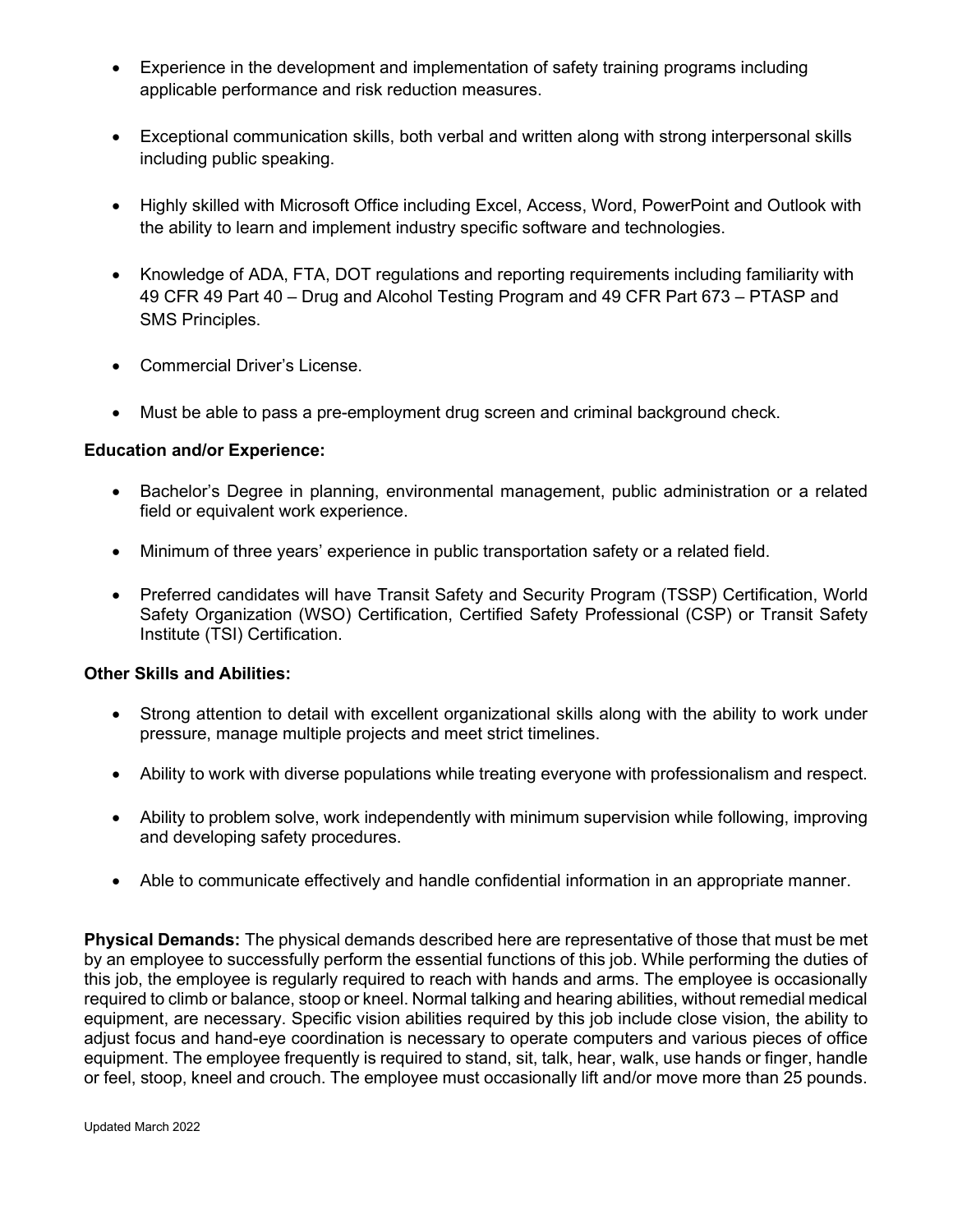- Experience in the development and implementation of safety training programs including applicable performance and risk reduction measures.

- Exceptional communication skills, both verbal and written along with strong interpersonal skills including public speaking.

- Highly skilled with Microsoft Office including Excel, Access, Word, PowerPoint and Outlook with the ability to learn and implement industry specific software and technologies.

- Knowledge of ADA, FTA, DOT regulations and reporting requirements including familiarity with 49 CFR 49 Part 40 – Drug and Alcohol Testing Program and 49 CFR Part 673 – PTASP and SMS Principles.

- Commercial Driver's License.

- Must be able to pass a pre-employment drug screen and criminal background check.

**Education and/or Experience:**

- Bachelor's Degree in planning, environmental management, public administration or a related field or equivalent work experience.

- Minimum of three years' experience in public transportation safety or a related field.

- Preferred candidates will have Transit Safety and Security Program (TSSP) Certification, World Safety Organization (WSO) Certification, Certified Safety Professional (CSP) or Transit Safety Institute (TSI) Certification.

**Other Skills and Abilities:**

- Strong attention to detail with excellent organizational skills along with the ability to work under pressure, manage multiple projects and meet strict timelines.

- Ability to work with diverse populations while treating everyone with professionalism and respect.

- Ability to problem solve, work independently with minimum supervision while following, improving and developing safety procedures.

- Able to communicate effectively and handle confidential information in an appropriate manner.

**Physical Demands:** The physical demands described here are representative of those that must be met by an employee to successfully perform the essential functions of this job. While performing the duties of this job, the employee is regularly required to reach with hands and arms. The employee is occasionally required to climb or balance, stoop or kneel. Normal talking and hearing abilities, without remedial medical equipment, are necessary. Specific vision abilities required by this job include close vision, the ability to adjust focus and hand-eye coordination is necessary to operate computers and various pieces of office equipment. The employee frequently is required to stand, sit, talk, hear, walk, use hands or finger, handle or feel, stoop, kneel and crouch. The employee must occasionally lift and/or move more than 25 pounds.

Updated March 2022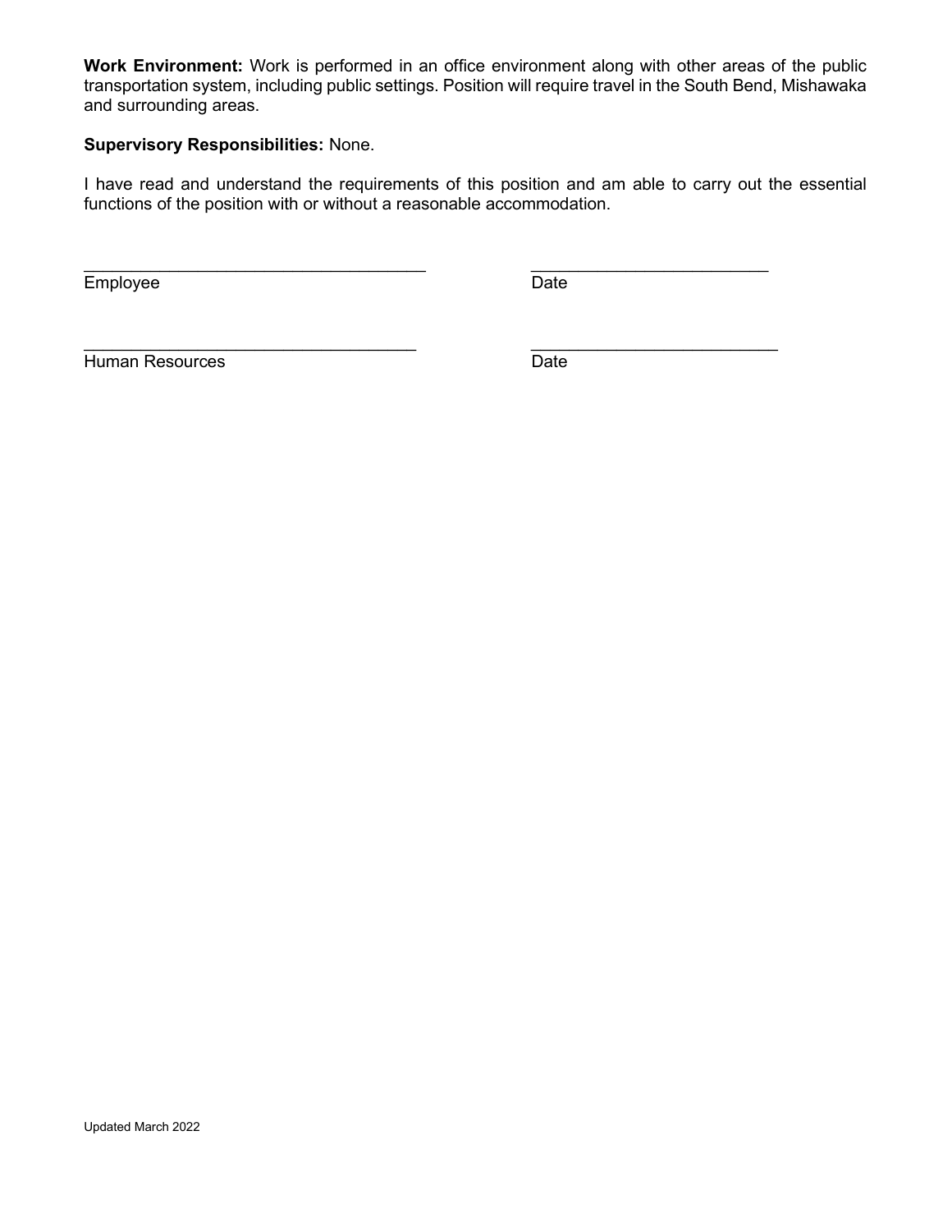**Work Environment:** Work is performed in an office environment along with other areas of the public transportation system, including public settings. Position will require travel in the South Bend, Mishawaka and surrounding areas.

**Supervisory Responsibilities:** None.

I have read and understand the requirements of this position and am able to carry out the essential functions of the position with or without a reasonable accommodation.

_____________________________________ _________________________

Employee Date

_____________________________________ _________________________

Human Resources Date

Updated March 2022